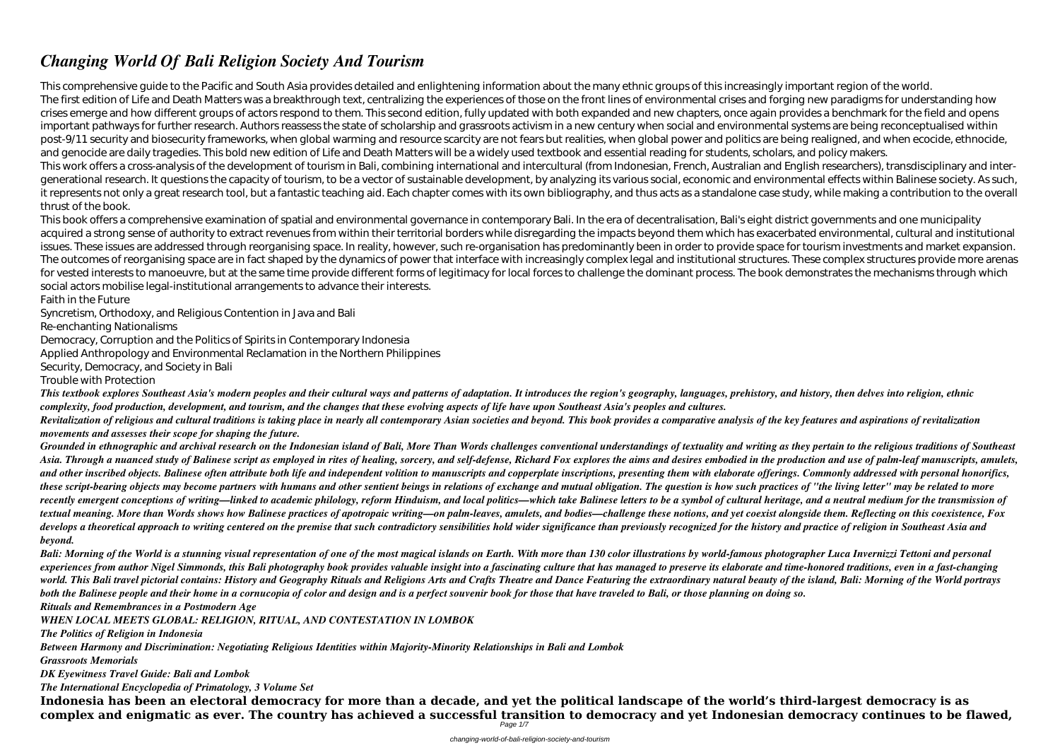# *Changing World Of Bali Religion Society And Tourism*

This comprehensive guide to the Pacific and South Asia provides detailed and enlightening information about the many ethnic groups of this increasingly important region of the world.

The first edition of Life and Death Matters was a breakthrough text, centralizing the experiences of those on the front lines of environmental crises and forging new paradigms for understanding how crises emerge and how different groups of actors respond to them. This second edition, fully updated with both expanded and new chapters, once again provides a benchmark for the field and opens important pathways for further research. Authors reassess the state of scholarship and grassroots activism in a new century when social and environmental systems are being reconceptualised within post-9/11 security and biosecurity frameworks, when global warming and resource scarcity are not fears but realities, when global power and politics are being realigned, and when ecocide, ethnocide, and genocide are daily tragedies. This bold new edition of Life and Death Matters will be a widely used textbook and essential reading for students, scholars, and policy makers.

This work offers a cross-analysis of the development of tourism in Bali, combining international and intercultural (from Indonesian, French, Australian and English researchers), transdisciplinary and inter-generational research. It questions the capacity of tourism, to be a vector of sustainable development, by analyzing its various social, economic and environmental effects within Balinese society. As such, it represents not only a great research tool, but a fantastic teaching aid. Each chapter comes with its own bibliography, and thus acts as a standalone case study, while making a contribution to the overall thrust of the book.

This book offers a comprehensive examination of spatial and environmental governance in contemporary Bali. In the era of decentralisation, Bali's eight district governments and one municipality acquired a strong sense of authority to extract revenues from within their territorial borders while disregarding the impacts beyond them which has exacerbated environmental, cultural and institutional issues. These issues are addressed through reorganising space. In reality, however, such re-organisation has predominantly been in order to provide space for tourism investments and market expansion. The outcomes of reorganising space are in fact shaped by the dynamics of power that interface with increasingly complex legal and institutional structures. These complex structures provide more arenas for vested interests to manoeuvre, but at the same time provide different forms of legitimacy for local forces to challenge the dominant process. The book demonstrates the mechanisms through which social actors mobilise legal-institutional arrangements to advance their interests.

Faith in the Future

Syncretism, Orthodoxy, and Religious Contention in Java and Bali

Re-enchanting Nationalisms

Democracy, Corruption and the Politics of Spirits in Contemporary Indonesia

Applied Anthropology and Environmental Reclamation in the Northern Philippines

Security, Democracy, and Society in Bali

Trouble with Protection

***This textbook explores Southeast Asia's modern peoples and their cultural ways and patterns of adaptation. It introduces the region's geography, languages, prehistory, and history, then delves into religion, ethnic complexity, food production, development, and tourism, and the changes that these evolving aspects of life have upon Southeast Asia's peoples and cultures.***

***Revitalization of religious and cultural traditions is taking place in nearly all contemporary Asian societies and beyond. This book provides a comparative analysis of the key features and aspirations of revitalization movements and assesses their scope for shaping the future.***

***Grounded in ethnographic and archival research on the Indonesian island of Bali, More Than Words challenges conventional understandings of textuality and writing as they pertain to the religious traditions of Southeast Asia. Through a nuanced study of Balinese script as employed in rites of healing, sorcery, and self-defense, Richard Fox explores the aims and desires embodied in the production and use of palm-leaf manuscripts, amulets, and other inscribed objects. Balinese often attribute both life and independent volition to manuscripts and copperplate inscriptions, presenting them with elaborate offerings. Commonly addressed with personal honorifics, these script-bearing objects may become partners with humans and other sentient beings in relations of exchange and mutual obligation. The question is how such practices of "the living letter" may be related to more recently emergent conceptions of writing—linked to academic philology, reform Hinduism, and local politics—which take Balinese letters to be a symbol of cultural heritage, and a neutral medium for the transmission of textual meaning. More than Words shows how Balinese practices of apotropaic writing—on palm-leaves, amulets, and bodies—challenge these notions, and yet coexist alongside them. Reflecting on this coexistence, Fox develops a theoretical approach to writing centered on the premise that such contradictory sensibilities hold wider significance than previously recognized for the history and practice of religion in Southeast Asia and beyond.***

***Bali: Morning of the World is a stunning visual representation of one of the most magical islands on Earth. With more than 130 color illustrations by world-famous photographer Luca Invernizzi Tettoni and personal experiences from author Nigel Simmonds, this Bali photography book provides valuable insight into a fascinating culture that has managed to preserve its elaborate and time-honored traditions, even in a fast-changing world. This Bali travel pictorial contains: History and Geography Rituals and Religions Arts and Crafts Theatre and Dance Featuring the extraordinary natural beauty of the island, Bali: Morning of the World portrays both the Balinese people and their home in a cornucopia of color and design and is a perfect souvenir book for those that have traveled to Bali, or those planning on doing so.***

***Rituals and Remembrances in a Postmodern Age***

***WHEN LOCAL MEETS GLOBAL: RELIGION, RITUAL, AND CONTESTATION IN LOMBOK***

***The Politics of Religion in Indonesia***

***Between Harmony and Discrimination: Negotiating Religious Identities within Majority-Minority Relationships in Bali and Lombok***

***Grassroots Memorials***

***DK Eyewitness Travel Guide: Bali and Lombok***

***The International Encyclopedia of Primatology, 3 Volume Set***

**Indonesia has been an electoral democracy for more than a decade, and yet the political landscape of the world's third-largest democracy is as complex and enigmatic as ever. The country has achieved a successful transition to democracy and yet Indonesian democracy continues to be flawed,**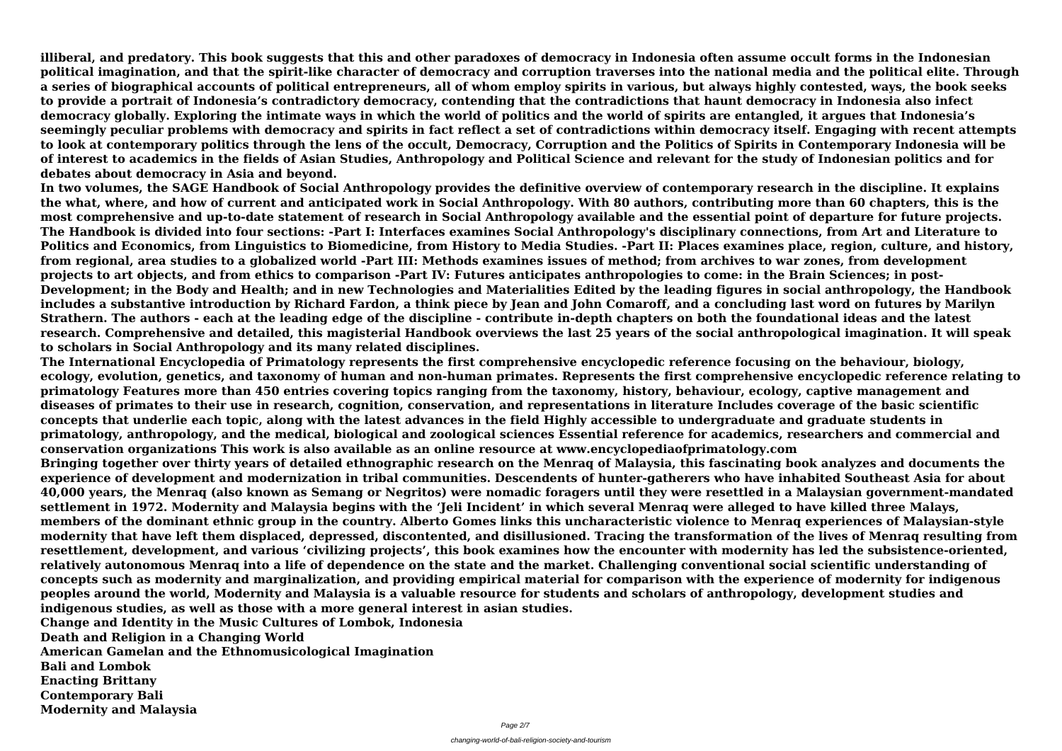illiberal, and predatory. This book suggests that this and other paradoxes of democracy in Indonesia often assume occult forms in the Indonesian political imagination, and that the spirit-like character of democracy and corruption traverses into the national media and the political elite. Through a series of biographical accounts of political entrepreneurs, all of whom employ spirits in various, but always highly contested, ways, the book seeks to provide a portrait of Indonesia's contradictory democracy, contending that the contradictions that haunt democracy in Indonesia also infect democracy globally. Exploring the intimate ways in which the world of politics and the world of spirits are entangled, it argues that Indonesia's seemingly peculiar problems with democracy and spirits in fact reflect a set of contradictions within democracy itself. Engaging with recent attempts to look at contemporary politics through the lens of the occult, Democracy, Corruption and the Politics of Spirits in Contemporary Indonesia will be of interest to academics in the fields of Asian Studies, Anthropology and Political Science and relevant for the study of Indonesian politics and for debates about democracy in Asia and beyond.

In two volumes, the SAGE Handbook of Social Anthropology provides the definitive overview of contemporary research in the discipline. It explains the what, where, and how of current and anticipated work in Social Anthropology. With 80 authors, contributing more than 60 chapters, this is the most comprehensive and up-to-date statement of research in Social Anthropology available and the essential point of departure for future projects. The Handbook is divided into four sections: -Part I: Interfaces examines Social Anthropology's disciplinary connections, from Art and Literature to Politics and Economics, from Linguistics to Biomedicine, from History to Media Studies. -Part II: Places examines place, region, culture, and history, from regional, area studies to a globalized world -Part III: Methods examines issues of method; from archives to war zones, from development projects to art objects, and from ethics to comparison -Part IV: Futures anticipates anthropologies to come: in the Brain Sciences; in post-Development; in the Body and Health; and in new Technologies and Materialities Edited by the leading figures in social anthropology, the Handbook includes a substantive introduction by Richard Fardon, a think piece by Jean and John Comaroff, and a concluding last word on futures by Marilyn Strathern. The authors - each at the leading edge of the discipline - contribute in-depth chapters on both the foundational ideas and the latest research. Comprehensive and detailed, this magisterial Handbook overviews the last 25 years of the social anthropological imagination. It will speak to scholars in Social Anthropology and its many related disciplines.

The International Encyclopedia of Primatology represents the first comprehensive encyclopedic reference focusing on the behaviour, biology, ecology, evolution, genetics, and taxonomy of human and non-human primates. Represents the first comprehensive encyclopedic reference relating to primatology Features more than 450 entries covering topics ranging from the taxonomy, history, behaviour, ecology, captive management and diseases of primates to their use in research, cognition, conservation, and representations in literature Includes coverage of the basic scientific concepts that underlie each topic, along with the latest advances in the field Highly accessible to undergraduate and graduate students in primatology, anthropology, and the medical, biological and zoological sciences Essential reference for academics, researchers and commercial and conservation organizations This work is also available as an online resource at www.encyclopediaofprimatology.com

Bringing together over thirty years of detailed ethnographic research on the Menraq of Malaysia, this fascinating book analyzes and documents the experience of development and modernization in tribal communities. Descendents of hunter-gatherers who have inhabited Southeast Asia for about 40,000 years, the Menraq (also known as Semang or Negritos) were nomadic foragers until they were resettled in a Malaysian government-mandated settlement in 1972. Modernity and Malaysia begins with the 'Jeli Incident' in which several Menraq were alleged to have killed three Malays, members of the dominant ethnic group in the country. Alberto Gomes links this uncharacteristic violence to Menraq experiences of Malaysian-style modernity that have left them displaced, depressed, discontented, and disillusioned. Tracing the transformation of the lives of Menraq resulting from resettlement, development, and various 'civilizing projects', this book examines how the encounter with modernity has led the subsistence-oriented, relatively autonomous Menraq into a life of dependence on the state and the market. Challenging conventional social scientific understanding of concepts such as modernity and marginalization, and providing empirical material for comparison with the experience of modernity for indigenous peoples around the world, Modernity and Malaysia is a valuable resource for students and scholars of anthropology, development studies and indigenous studies, as well as those with a more general interest in asian studies.

Change and Identity in the Music Cultures of Lombok, Indonesia
Death and Religion in a Changing World
American Gamelan and the Ethnomusicological Imagination
Bali and Lombok
Enacting Brittany
Contemporary Bali
Modernity and Malaysia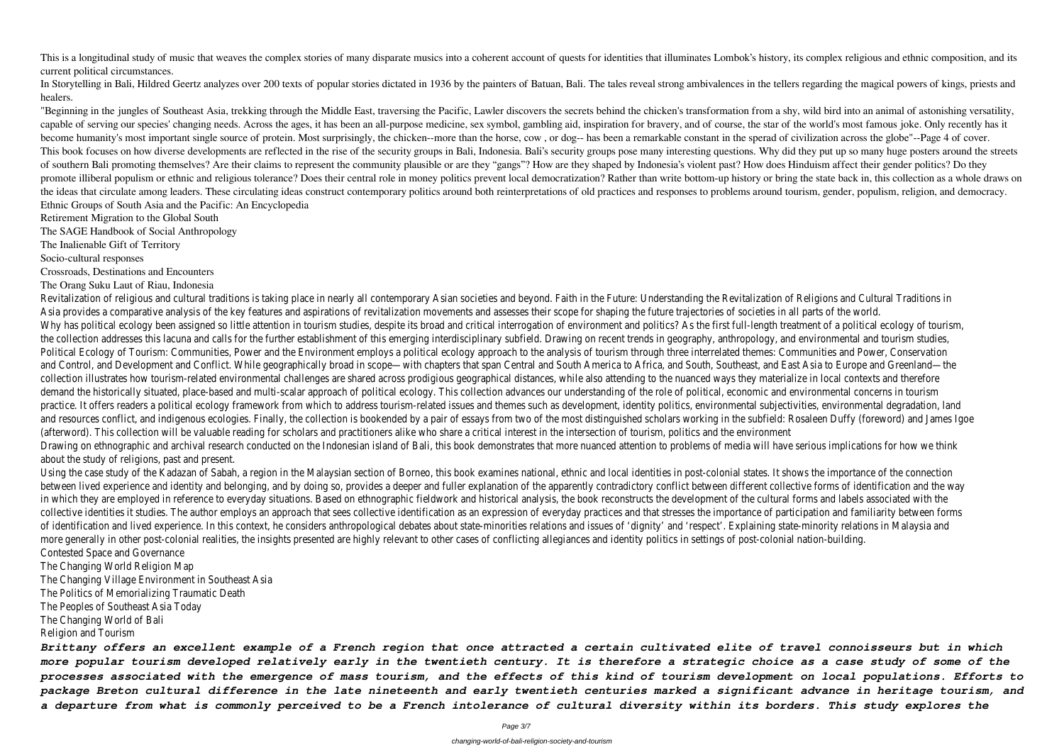This is a longitudinal study of music that weaves the complex stories of many disparate musics into a coherent account of quests for identities that illuminates Lombok's history, its complex religious and ethnic composition, and its current political circumstances.

In Storytelling in Bali, Hildred Geertz analyzes over 200 texts of popular stories dictated in 1936 by the painters of Batuan, Bali. The tales reveal strong ambivalences in the tellers regarding the magical powers of kings, priests and healers.

"Beginning in the jungles of Southeast Asia, trekking through the Middle East, traversing the Pacific, Lawler discovers the secrets behind the chicken's transformation from a shy, wild bird into an animal of astonishing versatility, capable of serving our species' changing needs. Across the ages, it has been an all-purpose medicine, sex symbol, gambling aid, inspiration for bravery, and of course, the star of the world's most famous joke. Only recently has it become humanity's most important single source of protein. Most surprisingly, the chicken--more than the horse, cow , or dog-- has been a remarkable constant in the sperad of civilization across the globe"--Page 4 of cover.

This book focuses on how diverse developments are reflected in the rise of the security groups in Bali, Indonesia. Bali's security groups pose many interesting questions. Why did they put up so many huge posters around the streets of southern Bali promoting themselves? Are their claims to represent the community plausible or are they "gangs"? How are they shaped by Indonesia's violent past? How does Hinduism affect their gender politics? Do they promote illiberal populism or ethnic and religious tolerance? Does their central role in money politics prevent local democratization? Rather than write bottom-up history or bring the state back in, this collection as a whole draws on the ideas that circulate among leaders. These circulating ideas construct contemporary politics around both reinterpretations of old practices and responses to problems around tourism, gender, populism, religion, and democracy.

Ethnic Groups of South Asia and the Pacific: An Encyclopedia

Retirement Migration to the Global South

The SAGE Handbook of Social Anthropology

The Inalienable Gift of Territory

Socio-cultural responses

Crossroads, Destinations and Encounters

The Orang Suku Laut of Riau, Indonesia

Revitalization of religious and cultural traditions is taking place in nearly all contemporary Asian societies and beyond. Faith in the Future: Understanding the Revitalization of Religions and Cultural Traditions in Asia provides a comparative analysis of the key features and aspirations of revitalization movements and assesses their scope for shaping the future trajectories of societies in all parts of the world.

Why has political ecology been assigned so little attention in tourism studies, despite its broad and critical interrogation of environment and politics? As the first full-length treatment of a political ecology of tourism, the collection addresses this lacuna and calls for the further establishment of this emerging interdisciplinary subfield. Drawing on recent trends in geography, anthropology, and environmental and tourism studies, Political Ecology of Tourism: Communities, Power and the Environment employs a political ecology approach to the analysis of tourism through three interrelated themes: Communities and Power, Conservation and Control, and Development and Conflict. While geographically broad in scope—with chapters that span Central and South America to Africa, and South, Southeast, and East Asia to Europe and Greenland—the collection illustrates how tourism-related environmental challenges are shared across prodigious geographical distances, while also attending to the nuanced ways they materialize in local contexts and therefore demand the historically situated, place-based and multi-scalar approach of political ecology. This collection advances our understanding of the role of political, economic and environmental concerns in tourism practice. It offers readers a political ecology framework from which to address tourism-related issues and themes such as development, identity politics, environmental subjectivities, environmental degradation, land and resources conflict, and indigenous ecologies. Finally, the collection is bookended by a pair of essays from two of the most distinguished scholars working in the subfield: Rosaleen Duffy (foreword) and James Igoe (afterword). This collection will be valuable reading for scholars and practitioners alike who share a critical interest in the intersection of tourism, politics and the environment

Drawing on ethnographic and archival research conducted on the Indonesian island of Bali, this book demonstrates that more nuanced attention to problems of media will have serious implications for how we think about the study of religions, past and present.

Using the case study of the Kadazan of Sabah, a region in the Malaysian section of Borneo, this book examines national, ethnic and local identities in post-colonial states. It shows the importance of the connection between lived experience and identity and belonging, and by doing so, provides a deeper and fuller explanation of the apparently contradictory conflict between different collective forms of identification and the way in which they are employed in reference to everyday situations. Based on ethnographic fieldwork and historical analysis, the book reconstructs the development of the cultural forms and labels associated with the collective identities it studies. The author employs an approach that sees collective identification as an expression of everyday practices and that stresses the importance of participation and familiarity between forms of identification and lived experience. In this context, he considers anthropological debates about state-minorities relations and issues of 'dignity' and 'respect'. Explaining state-minority relations in Malaysia and more generally in other post-colonial realities, the insights presented are highly relevant to other cases of conflicting allegiances and identity politics in settings of post-colonial nation-building.

Contested Space and Governance

The Changing World Religion Map

The Changing Village Environment in Southeast Asia

The Politics of Memorializing Traumatic Death

The Peoples of Southeast Asia Today

The Changing World of Bali

Religion and Tourism

***Brittany offers an excellent example of a French region that once attracted a certain cultivated elite of travel connoisseurs but in which more popular tourism developed relatively early in the twentieth century. It is therefore a strategic choice as a case study of some of the processes associated with the emergence of mass tourism, and the effects of this kind of tourism development on local populations. Efforts to package Breton cultural difference in the late nineteenth and early twentieth centuries marked a significant advance in heritage tourism, and a departure from what is commonly perceived to be a French intolerance of cultural diversity within its borders. This study explores the***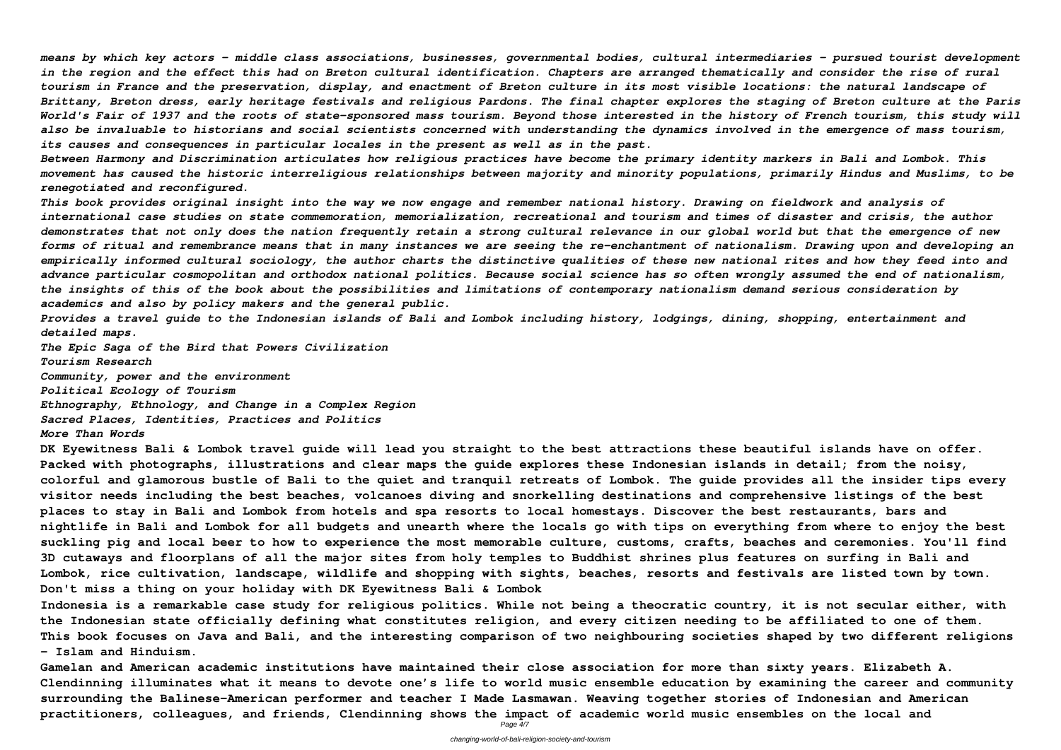*means by which key actors - middle class associations, businesses, governmental bodies, cultural intermediaries - pursued tourist development in the region and the effect this had on Breton cultural identification. Chapters are arranged thematically and consider the rise of rural tourism in France and the preservation, display, and enactment of Breton culture in its most visible locations: the natural landscape of Brittany, Breton dress, early heritage festivals and religious Pardons. The final chapter explores the staging of Breton culture at the Paris World's Fair of 1937 and the roots of state-sponsored mass tourism. Beyond those interested in the history of French tourism, this study will also be invaluable to historians and social scientists concerned with understanding the dynamics involved in the emergence of mass tourism, its causes and consequences in particular locales in the present as well as in the past.*

*Between Harmony and Discrimination articulates how religious practices have become the primary identity markers in Bali and Lombok. This movement has caused the historic interreligious relationships between majority and minority populations, primarily Hindus and Muslims, to be renegotiated and reconfigured.*

*This book provides original insight into the way we now engage and remember national history. Drawing on fieldwork and analysis of international case studies on state commemoration, memorialization, recreational and tourism and times of disaster and crisis, the author demonstrates that not only does the nation frequently retain a strong cultural relevance in our global world but that the emergence of new forms of ritual and remembrance means that in many instances we are seeing the re-enchantment of nationalism. Drawing upon and developing an empirically informed cultural sociology, the author charts the distinctive qualities of these new national rites and how they feed into and advance particular cosmopolitan and orthodox national politics. Because social science has so often wrongly assumed the end of nationalism, the insights of this of the book about the possibilities and limitations of contemporary nationalism demand serious consideration by academics and also by policy makers and the general public.*

*Provides a travel guide to the Indonesian islands of Bali and Lombok including history, lodgings, dining, shopping, entertainment and detailed maps.*

*The Epic Saga of the Bird that Powers Civilization*

*Tourism Research*

*Community, power and the environment*

*Political Ecology of Tourism*

*Ethnography, Ethnology, and Change in a Complex Region*

*Sacred Places, Identities, Practices and Politics*

*More Than Words*

**DK Eyewitness Bali & Lombok travel guide will lead you straight to the best attractions these beautiful islands have on offer. Packed with photographs, illustrations and clear maps the guide explores these Indonesian islands in detail; from the noisy, colorful and glamorous bustle of Bali to the quiet and tranquil retreats of Lombok. The guide provides all the insider tips every visitor needs including the best beaches, volcanoes diving and snorkelling destinations and comprehensive listings of the best places to stay in Bali and Lombok from hotels and spa resorts to local homestays. Discover the best restaurants, bars and nightlife in Bali and Lombok for all budgets and unearth where the locals go with tips on everything from where to enjoy the best suckling pig and local beer to how to experience the most memorable culture, customs, crafts, beaches and ceremonies. You'll find 3D cutaways and floorplans of all the major sites from holy temples to Buddhist shrines plus features on surfing in Bali and Lombok, rice cultivation, landscape, wildlife and shopping with sights, beaches, resorts and festivals are listed town by town. Don't miss a thing on your holiday with DK Eyewitness Bali & Lombok**

**Indonesia is a remarkable case study for religious politics. While not being a theocratic country, it is not secular either, with the Indonesian state officially defining what constitutes religion, and every citizen needing to be affiliated to one of them. This book focuses on Java and Bali, and the interesting comparison of two neighbouring societies shaped by two different religions - Islam and Hinduism.**

**Gamelan and American academic institutions have maintained their close association for more than sixty years. Elizabeth A. Clendinning illuminates what it means to devote one's life to world music ensemble education by examining the career and community surrounding the Balinese-American performer and teacher I Made Lasmawan. Weaving together stories of Indonesian and American practitioners, colleagues, and friends, Clendinning shows the impact of academic world music ensembles on the local and**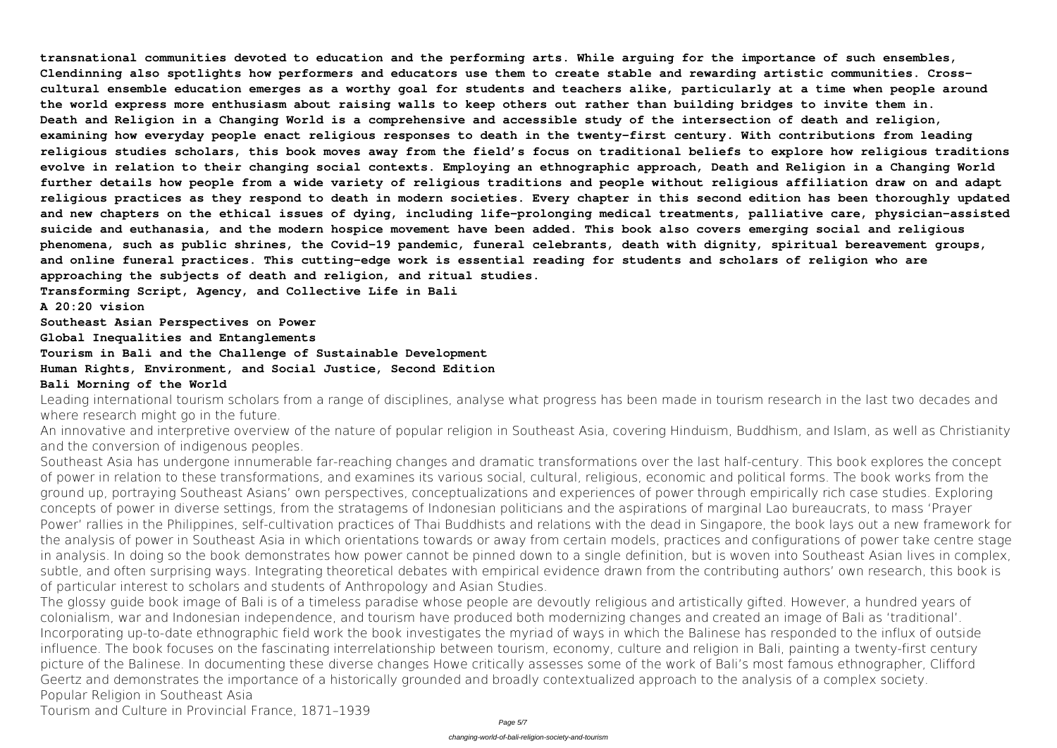**transnational communities devoted to education and the performing arts. While arguing for the importance of such ensembles, Clendinning also spotlights how performers and educators use them to create stable and rewarding artistic communities. Cross-cultural ensemble education emerges as a worthy goal for students and teachers alike, particularly at a time when people around the world express more enthusiasm about raising walls to keep others out rather than building bridges to invite them in. Death and Religion in a Changing World is a comprehensive and accessible study of the intersection of death and religion, examining how everyday people enact religious responses to death in the twenty-first century. With contributions from leading religious studies scholars, this book moves away from the field's focus on traditional beliefs to explore how religious traditions evolve in relation to their changing social contexts. Employing an ethnographic approach, Death and Religion in a Changing World further details how people from a wide variety of religious traditions and people without religious affiliation draw on and adapt religious practices as they respond to death in modern societies. Every chapter in this second edition has been thoroughly updated and new chapters on the ethical issues of dying, including life-prolonging medical treatments, palliative care, physician-assisted suicide and euthanasia, and the modern hospice movement have been added. This book also covers emerging social and religious phenomena, such as public shrines, the Covid-19 pandemic, funeral celebrants, death with dignity, spiritual bereavement groups, and online funeral practices. This cutting-edge work is essential reading for students and scholars of religion who are approaching the subjects of death and religion, and ritual studies.**

**Transforming Script, Agency, and Collective Life in Bali**

**A 20:20 vision**

**Southeast Asian Perspectives on Power**

**Global Inequalities and Entanglements**

**Tourism in Bali and the Challenge of Sustainable Development**

**Human Rights, Environment, and Social Justice, Second Edition**

**Bali Morning of the World**

Leading international tourism scholars from a range of disciplines, analyse what progress has been made in tourism research in the last two decades and where research might go in the future.

An innovative and interpretive overview of the nature of popular religion in Southeast Asia, covering Hinduism, Buddhism, and Islam, as well as Christianity and the conversion of indigenous peoples.

Southeast Asia has undergone innumerable far-reaching changes and dramatic transformations over the last half-century. This book explores the concept of power in relation to these transformations, and examines its various social, cultural, religious, economic and political forms. The book works from the ground up, portraying Southeast Asians' own perspectives, conceptualizations and experiences of power through empirically rich case studies. Exploring concepts of power in diverse settings, from the stratagems of Indonesian politicians and the aspirations of marginal Lao bureaucrats, to mass 'Prayer Power' rallies in the Philippines, self-cultivation practices of Thai Buddhists and relations with the dead in Singapore, the book lays out a new framework for the analysis of power in Southeast Asia in which orientations towards or away from certain models, practices and configurations of power take centre stage in analysis. In doing so the book demonstrates how power cannot be pinned down to a single definition, but is woven into Southeast Asian lives in complex, subtle, and often surprising ways. Integrating theoretical debates with empirical evidence drawn from the contributing authors' own research, this book is of particular interest to scholars and students of Anthropology and Asian Studies.

The glossy guide book image of Bali is of a timeless paradise whose people are devoutly religious and artistically gifted. However, a hundred years of colonialism, war and Indonesian independence, and tourism have produced both modernizing changes and created an image of Bali as 'traditional'. Incorporating up-to-date ethnographic field work the book investigates the myriad of ways in which the Balinese has responded to the influx of outside influence. The book focuses on the fascinating interrelationship between tourism, economy, culture and religion in Bali, painting a twenty-first century picture of the Balinese. In documenting these diverse changes Howe critically assesses some of the work of Bali's most famous ethnographer, Clifford Geertz and demonstrates the importance of a historically grounded and broadly contextualized approach to the analysis of a complex society.

Popular Religion in Southeast Asia

Tourism and Culture in Provincial France, 1871–1939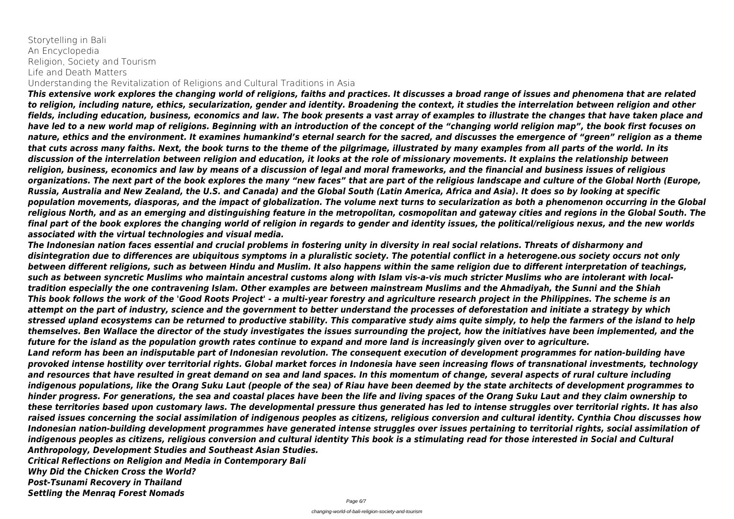Storytelling in Bali
An Encyclopedia
Religion, Society and Tourism
Life and Death Matters
Understanding the Revitalization of Religions and Cultural Traditions in Asia

***This extensive work explores the changing world of religions, faiths and practices. It discusses a broad range of issues and phenomena that are related to religion, including nature, ethics, secularization, gender and identity. Broadening the context, it studies the interrelation between religion and other fields, including education, business, economics and law. The book presents a vast array of examples to illustrate the changes that have taken place and have led to a new world map of religions. Beginning with an introduction of the concept of the "changing world religion map", the book first focuses on nature, ethics and the environment. It examines humankind's eternal search for the sacred, and discusses the emergence of "green" religion as a theme that cuts across many faiths. Next, the book turns to the theme of the pilgrimage, illustrated by many examples from all parts of the world. In its discussion of the interrelation between religion and education, it looks at the role of missionary movements. It explains the relationship between religion, business, economics and law by means of a discussion of legal and moral frameworks, and the financial and business issues of religious organizations. The next part of the book explores the many "new faces" that are part of the religious landscape and culture of the Global North (Europe, Russia, Australia and New Zealand, the U.S. and Canada) and the Global South (Latin America, Africa and Asia). It does so by looking at specific population movements, diasporas, and the impact of globalization. The volume next turns to secularization as both a phenomenon occurring in the Global religious North, and as an emerging and distinguishing feature in the metropolitan, cosmopolitan and gateway cities and regions in the Global South. The final part of the book explores the changing world of religion in regards to gender and identity issues, the political/religious nexus, and the new worlds associated with the virtual technologies and visual media.***

***The Indonesian nation faces essential and crucial problems in fostering unity in diversity in real social relations. Threats of disharmony and disintegration due to differences are ubiquitous symptoms in a pluralistic society. The potential conflict in a heterogene.ous society occurs not only between different religions, such as between Hindu and Muslim. It also happens within the same religion due to different interpretation of teachings, such as between syncretic Muslims who maintain ancestral customs along with Islam vis-a-vis much stricter Muslims who are intolerant with local-tradition especially the one contravening Islam. Other examples are between mainstream Muslims and the Ahmadiyah, the Sunni and the Shiah***

***This book follows the work of the 'Good Roots Project' - a multi-year forestry and agriculture research project in the Philippines. The scheme is an attempt on the part of industry, science and the government to better understand the processes of deforestation and initiate a strategy by which stressed upland ecosystems can be returned to productive stability. This comparative study aims quite simply, to help the farmers of the island to help themselves. Ben Wallace the director of the study investigates the issues surrounding the project, how the initiatives have been implemented, and the future for the island as the population growth rates continue to expand and more land is increasingly given over to agriculture.***

***Land reform has been an indisputable part of Indonesian revolution. The consequent execution of development programmes for nation-building have provoked intense hostility over territorial rights. Global market forces in Indonesia have seen increasing flows of transnational investments, technology and resources that have resulted in great demand on sea and land spaces. In this momentum of change, several aspects of rural culture including indigenous populations, like the Orang Suku Laut (people of the sea) of Riau have been deemed by the state architects of development programmes to hinder progress. For generations, the sea and coastal places have been the life and living spaces of the Orang Suku Laut and they claim ownership to these territories based upon customary laws. The developmental pressure thus generated has led to intense struggles over territorial rights. It has also raised issues concerning the social assimilation of indigenous peoples as citizens, religious conversion and cultural identity. Cynthia Chou discusses how Indonesian nation-building development programmes have generated intense struggles over issues pertaining to territorial rights, social assimilation of indigenous peoples as citizens, religious conversion and cultural identity This book is a stimulating read for those interested in Social and Cultural Anthropology, Development Studies and Southeast Asian Studies.***

***Critical Reflections on Religion and Media in Contemporary Bali***
***Why Did the Chicken Cross the World?***
***Post-Tsunami Recovery in Thailand***
***Settling the Menraq Forest Nomads***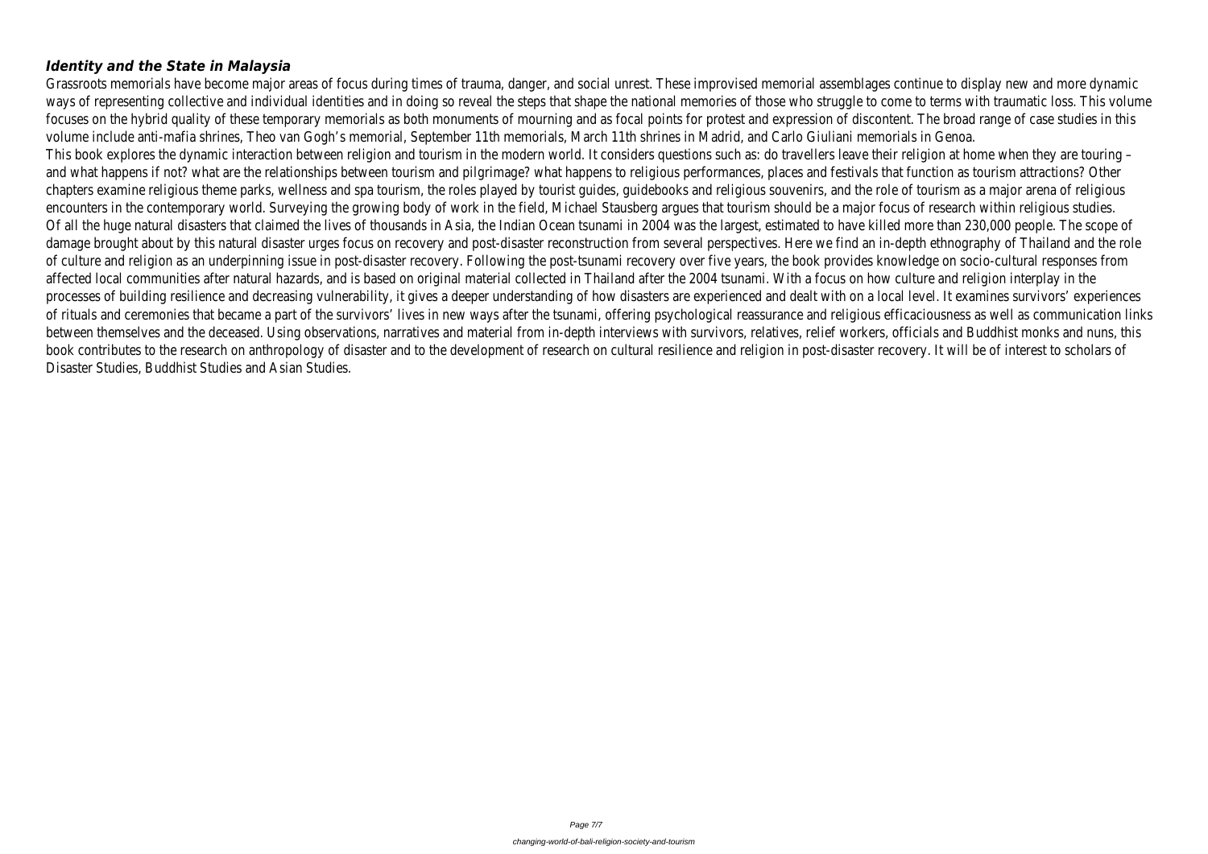### *Identity and the State in Malaysia*

Grassroots memorials have become major areas of focus during times of trauma, danger, and social unrest. These improvised memorial assemblages continue to display new and more dynamic ways of representing collective and individual identities and in doing so reveal the steps that shape the national memories of those who struggle to come to terms with traumatic loss. This volume focuses on the hybrid quality of these temporary memorials as both monuments of mourning and as focal points for protest and expression of discontent. The broad range of case studies in this volume include anti-mafia shrines, Theo van Gogh's memorial, September 11th memorials, March 11th shrines in Madrid, and Carlo Giuliani memorials in Genoa.

This book explores the dynamic interaction between religion and tourism in the modern world. It considers questions such as: do travellers leave their religion at home when they are touring – and what happens if not? what are the relationships between tourism and pilgrimage? what happens to religious performances, places and festivals that function as tourism attractions? Other chapters examine religious theme parks, wellness and spa tourism, the roles played by tourist guides, guidebooks and religious souvenirs, and the role of tourism as a major arena of religious encounters in the contemporary world. Surveying the growing body of work in the field, Michael Stausberg argues that tourism should be a major focus of research within religious studies.

Of all the huge natural disasters that claimed the lives of thousands in Asia, the Indian Ocean tsunami in 2004 was the largest, estimated to have killed more than 230,000 people. The scope of damage brought about by this natural disaster urges focus on recovery and post-disaster reconstruction from several perspectives. Here we find an in-depth ethnography of Thailand and the role of culture and religion as an underpinning issue in post-disaster recovery. Following the post-tsunami recovery over five years, the book provides knowledge on socio-cultural responses from affected local communities after natural hazards, and is based on original material collected in Thailand after the 2004 tsunami. With a focus on how culture and religion interplay in the processes of building resilience and decreasing vulnerability, it gives a deeper understanding of how disasters are experienced and dealt with on a local level. It examines survivors' experiences of rituals and ceremonies that became a part of the survivors' lives in new ways after the tsunami, offering psychological reassurance and religious efficaciousness as well as communication links between themselves and the deceased. Using observations, narratives and material from in-depth interviews with survivors, relatives, relief workers, officials and Buddhist monks and nuns, this book contributes to the research on anthropology of disaster and to the development of research on cultural resilience and religion in post-disaster recovery. It will be of interest to scholars of Disaster Studies, Buddhist Studies and Asian Studies.